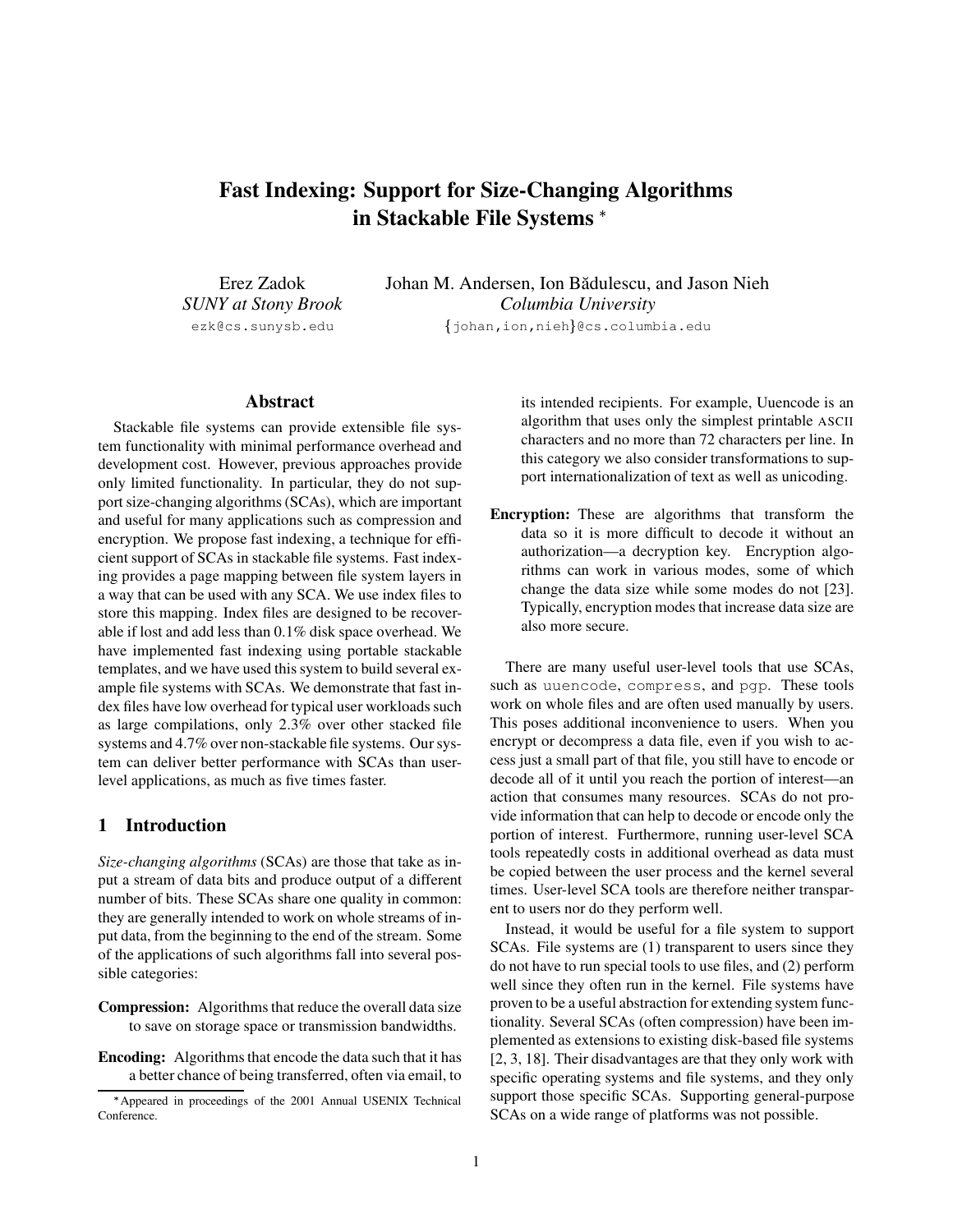# Fast Indexing: Support for Size-Changing Algorithms in Stackable File Systems *

Erez Zadok
*SUNY at Stony Brook*
ezk@cs.sunysb.edu

Johan M. Andersen, Ion Bădulescu, and Jason Nieh
*Columbia University*
{johan,ion,nieh}@cs.columbia.edu

## Abstract

Stackable file systems can provide extensible file system functionality with minimal performance overhead and development cost. However, previous approaches provide only limited functionality. In particular, they do not support size-changing algorithms (SCAs), which are important and useful for many applications such as compression and encryption. We propose fast indexing, a technique for efficient support of SCAs in stackable file systems. Fast indexing provides a page mapping between file system layers in a way that can be used with any SCA. We use index files to store this mapping. Index files are designed to be recoverable if lost and add less than 0.1% disk space overhead. We have implemented fast indexing using portable stackable templates, and we have used this system to build several example file systems with SCAs. We demonstrate that fast index files have low overhead for typical user workloads such as large compilations, only 2.3% over other stacked file systems and 4.7% over non-stackable file systems. Our system can deliver better performance with SCAs than user-level applications, as much as five times faster.

## 1 Introduction

*Size-changing algorithms* (SCAs) are those that take as input a stream of data bits and produce output of a different number of bits. These SCAs share one quality in common: they are generally intended to work on whole streams of input data, from the beginning to the end of the stream. Some of the applications of such algorithms fall into several possible categories:

**Compression:** Algorithms that reduce the overall data size to save on storage space or transmission bandwidths.

**Encoding:** Algorithms that encode the data such that it has a better chance of being transferred, often via email, to its intended recipients. For example, Uuencode is an algorithm that uses only the simplest printable ASCII characters and no more than 72 characters per line. In this category we also consider transformations to support internationalization of text as well as unicoding.

**Encryption:** These are algorithms that transform the data so it is more difficult to decode it without an authorization—a decryption key. Encryption algorithms can work in various modes, some of which change the data size while some modes do not [23]. Typically, encryption modes that increase data size are also more secure.

There are many useful user-level tools that use SCAs, such as `uuencode`, `compress`, and `pgp`. These tools work on whole files and are often used manually by users. This poses additional inconvenience to users. When you encrypt or decompress a data file, even if you wish to access just a small part of that file, you still have to encode or decode all of it until you reach the portion of interest—an action that consumes many resources. SCAs do not provide information that can help to decode or encode only the portion of interest. Furthermore, running user-level SCA tools repeatedly costs in additional overhead as data must be copied between the user process and the kernel several times. User-level SCA tools are therefore neither transparent to users nor do they perform well.

Instead, it would be useful for a file system to support SCAs. File systems are (1) transparent to users since they do not have to run special tools to use files, and (2) perform well since they often run in the kernel. File systems have proven to be a useful abstraction for extending system functionality. Several SCAs (often compression) have been implemented as extensions to existing disk-based file systems [2, 3, 18]. Their disadvantages are that they only work with specific operating systems and file systems, and they only support those specific SCAs. Supporting general-purpose SCAs on a wide range of platforms was not possible.

*Appeared in proceedings of the 2001 Annual USENIX Technical Conference.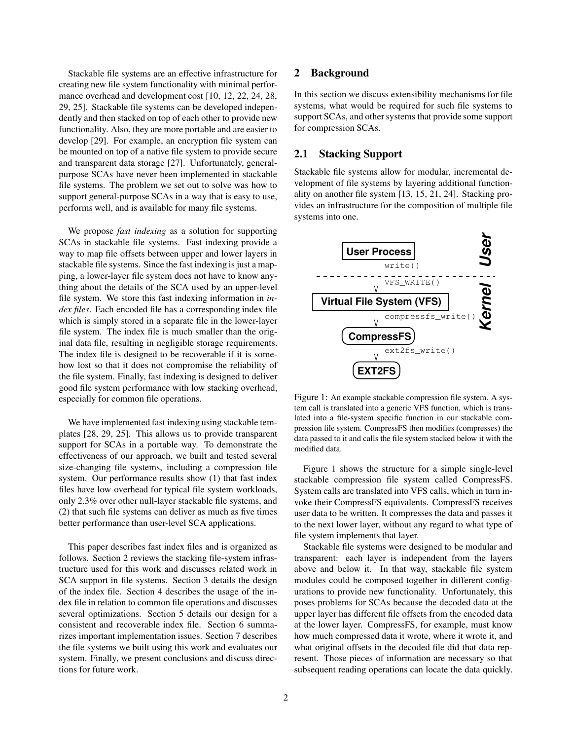Stackable file systems are an effective infrastructure for creating new file system functionality with minimal performance overhead and development cost [10, 12, 22, 24, 28, 29, 25]. Stackable file systems can be developed independently and then stacked on top of each other to provide new functionality. Also, they are more portable and are easier to develop [29]. For example, an encryption file system can be mounted on top of a native file system to provide secure and transparent data storage [27]. Unfortunately, general-purpose SCAs have never been implemented in stackable file systems. The problem we set out to solve was how to support general-purpose SCAs in a way that is easy to use, performs well, and is available for many file systems.

We propose *fast indexing* as a solution for supporting SCAs in stackable file systems. Fast indexing provide a way to map file offsets between upper and lower layers in stackable file systems. Since the fast indexing is just a mapping, a lower-layer file system does not have to know anything about the details of the SCA used by an upper-level file system. We store this fast indexing information in *index files*. Each encoded file has a corresponding index file which is simply stored in a separate file in the lower-layer file system. The index file is much smaller than the original data file, resulting in negligible storage requirements. The index file is designed to be recoverable if it is somehow lost so that it does not compromise the reliability of the file system. Finally, fast indexing is designed to deliver good file system performance with low stacking overhead, especially for common file operations.

We have implemented fast indexing using stackable templates [28, 29, 25]. This allows us to provide transparent support for SCAs in a portable way. To demonstrate the effectiveness of our approach, we built and tested several size-changing file systems, including a compression file system. Our performance results show (1) that fast index files have low overhead for typical file system workloads, only 2.3% over other null-layer stackable file systems, and (2) that such file systems can deliver as much as five times better performance than user-level SCA applications.

This paper describes fast index files and is organized as follows. Section 2 reviews the stacking file-system infrastructure used for this work and discusses related work in SCA support in file systems. Section 3 details the design of the index file. Section 4 describes the usage of the index file in relation to common file operations and discusses several optimizations. Section 5 details our design for a consistent and recoverable index file. Section 6 summarizes important implementation issues. Section 7 describes the file systems we built using this work and evaluates our system. Finally, we present conclusions and discuss directions for future work.

## 2 Background

In this section we discuss extensibility mechanisms for file systems, what would be required for such file systems to support SCAs, and other systems that provide some support for compression SCAs.

### 2.1 Stacking Support

Stackable file systems allow for modular, incremental development of file systems by layering additional functionality on another file system [13, 15, 21, 24]. Stacking provides an infrastructure for the composition of multiple file systems into one.

```
User Process                                   User
      | write()
- - - - - - - - - - - - - - - - - - - - - - - - - -
      | VFS_WRITE()
Virtual File System (VFS)                      Kernel
      | compressfs_write()
CompressFS
      | ext2fs_write()
EXT2FS
```

Figure 1: An example stackable compression file system. A system call is translated into a generic VFS function, which is translated into a file-system specific function in our stackable compression file system. CompressFS then modifies (compresses) the data passed to it and calls the file system stacked below it with the modified data.

Figure 1 shows the structure for a simple single-level stackable compression file system called CompressFS. System calls are translated into VFS calls, which in turn invoke their CompressFS equivalents. CompressFS receives user data to be written. It compresses the data and passes it to the next lower layer, without any regard to what type of file system implements that layer.

Stackable file systems were designed to be modular and transparent: each layer is independent from the layers above and below it. In that way, stackable file system modules could be composed together in different configurations to provide new functionality. Unfortunately, this poses problems for SCAs because the decoded data at the upper layer has different file offsets from the encoded data at the lower layer. CompressFS, for example, must know how much compressed data it wrote, where it wrote it, and what original offsets in the decoded file did that data represent. Those pieces of information are necessary so that subsequent reading operations can locate the data quickly.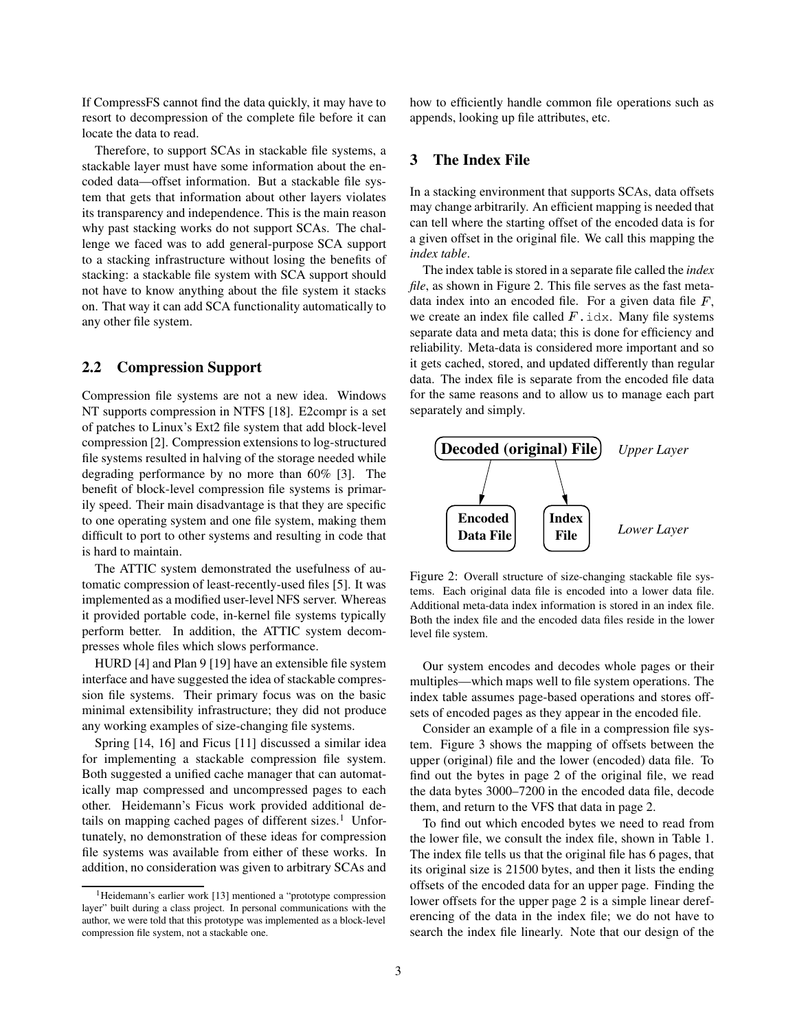If CompressFS cannot find the data quickly, it may have to resort to decompression of the complete file before it can locate the data to read.

Therefore, to support SCAs in stackable file systems, a stackable layer must have some information about the encoded data—offset information. But a stackable file system that gets that information about other layers violates its transparency and independence. This is the main reason why past stacking works do not support SCAs. The challenge we faced was to add general-purpose SCA support to a stacking infrastructure without losing the benefits of stacking: a stackable file system with SCA support should not have to know anything about the file system it stacks on. That way it can add SCA functionality automatically to any other file system.

## 2.2 Compression Support

Compression file systems are not a new idea. Windows NT supports compression in NTFS [18]. E2compr is a set of patches to Linux's Ext2 file system that add block-level compression [2]. Compression extensions to log-structured file systems resulted in halving of the storage needed while degrading performance by no more than 60% [3]. The benefit of block-level compression file systems is primarily speed. Their main disadvantage is that they are specific to one operating system and one file system, making them difficult to port to other systems and resulting in code that is hard to maintain.

The ATTIC system demonstrated the usefulness of automatic compression of least-recently-used files [5]. It was implemented as a modified user-level NFS server. Whereas it provided portable code, in-kernel file systems typically perform better. In addition, the ATTIC system decompresses whole files which slows performance.

HURD [4] and Plan 9 [19] have an extensible file system interface and have suggested the idea of stackable compression file systems. Their primary focus was on the basic minimal extensibility infrastructure; they did not produce any working examples of size-changing file systems.

Spring [14, 16] and Ficus [11] discussed a similar idea for implementing a stackable compression file system. Both suggested a unified cache manager that can automatically map compressed and uncompressed pages to each other. Heidemann's Ficus work provided additional details on mapping cached pages of different sizes.[1] Unfortunately, no demonstration of these ideas for compression file systems was available from either of these works. In addition, no consideration was given to arbitrary SCAs and how to efficiently handle common file operations such as appends, looking up file attributes, etc.

[1] Heidemann's earlier work [13] mentioned a "prototype compression layer" built during a class project. In personal communications with the author, we were told that this prototype was implemented as a block-level compression file system, not a stackable one.

# 3 The Index File

In a stacking environment that supports SCAs, data offsets may change arbitrarily. An efficient mapping is needed that can tell where the starting offset of the encoded data is for a given offset in the original file. We call this mapping the *index table*.

The index table is stored in a separate file called the *index file*, as shown in Figure 2. This file serves as the fast meta-data index into an encoded file. For a given data file $F$, we create an index file called $F$.idx. Many file systems separate data and meta data; this is done for efficiency and reliability. Meta-data is considered more important and so it gets cached, stored, and updated differently than regular data. The index file is separate from the encoded file data for the same reasons and to allow us to manage each part separately and simply.

**Decoded (original) File** — *Upper Layer*

**Encoded Data File** | **Index File** — *Lower Layer*

Figure 2: Overall structure of size-changing stackable file systems. Each original data file is encoded into a lower data file. Additional meta-data index information is stored in an index file. Both the index file and the encoded data files reside in the lower level file system.

Our system encodes and decodes whole pages or their multiples—which maps well to file system operations. The index table assumes page-based operations and stores offsets of encoded pages as they appear in the encoded file.

Consider an example of a file in a compression file system. Figure 3 shows the mapping of offsets between the upper (original) file and the lower (encoded) data file. To find out the bytes in page 2 of the original file, we read the data bytes 3000–7200 in the encoded data file, decode them, and return to the VFS that data in page 2.

To find out which encoded bytes we need to read from the lower file, we consult the index file, shown in Table 1. The index file tells us that the original file has 6 pages, that its original size is 21500 bytes, and then it lists the ending offsets of the encoded data for an upper page. Finding the lower offsets for the upper page 2 is a simple linear dereferencing of the data in the index file; we do not have to search the index file linearly. Note that our design of the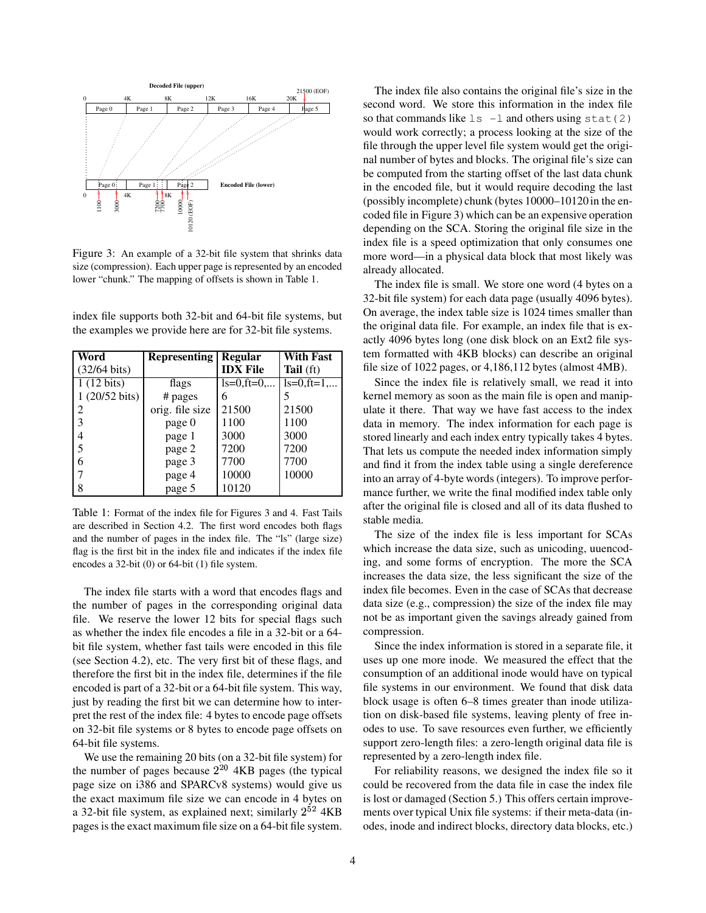Figure 3: An example of a 32-bit file system that shrinks data size (compression). Each upper page is represented by an encoded lower "chunk." The mapping of offsets is shown in Table 1.

index file supports both 32-bit and 64-bit file systems, but the examples we provide here are for 32-bit file systems.

| **Word** (32/64 bits) | **Representing** | **Regular IDX File** | **With Fast Tail** (ft) |
|---|---|---|---|
| 1 (12 bits) | flags | ls=0,ft=0,... | ls=0,ft=1,... |
| 1 (20/52 bits) | # pages | 6 | 5 |
| 2 | orig. file size | 21500 | 21500 |
| 3 | page 0 | 1100 | 1100 |
| 4 | page 1 | 3000 | 3000 |
| 5 | page 2 | 7200 | 7200 |
| 6 | page 3 | 7700 | 7700 |
| 7 | page 4 | 10000 | 10000 |
| 8 | page 5 | 10120 | |

Table 1: Format of the index file for Figures 3 and 4. Fast Tails are described in Section 4.2. The first word encodes both flags and the number of pages in the index file. The "ls" (large size) flag is the first bit in the index file and indicates if the index file encodes a 32-bit (0) or 64-bit (1) file system.

The index file starts with a word that encodes flags and the number of pages in the corresponding original data file. We reserve the lower 12 bits for special flags such as whether the index file encodes a file in a 32-bit or a 64-bit file system, whether fast tails were encoded in this file (see Section 4.2), etc. The very first bit of these flags, and therefore the first bit in the index file, determines if the file encoded is part of a 32-bit or a 64-bit file system. This way, just by reading the first bit we can determine how to interpret the rest of the index file: 4 bytes to encode page offsets on 32-bit file systems or 8 bytes to encode page offsets on 64-bit file systems.

We use the remaining 20 bits (on a 32-bit file system) for the number of pages because $2^{20}$ 4KB pages (the typical page size on i386 and SPARCv8 systems) would give us the exact maximum file size we can encode in 4 bytes on a 32-bit file system, as explained next; similarly $2^{52}$ 4KB pages is the exact maximum file size on a 64-bit file system.

The index file also contains the original file's size in the second word. We store this information in the index file so that commands like `ls -l` and others using `stat(2)` would work correctly; a process looking at the size of the file through the upper level file system would get the original number of bytes and blocks. The original file's size can be computed from the starting offset of the last data chunk in the encoded file, but it would require decoding the last (possibly incomplete) chunk (bytes 10000–10120 in the encoded file in Figure 3) which can be an expensive operation depending on the SCA. Storing the original file size in the index file is a speed optimization that only consumes one more word—in a physical data block that most likely was already allocated.

The index file is small. We store one word (4 bytes on a 32-bit file system) for each data page (usually 4096 bytes). On average, the index table size is 1024 times smaller than the original data file. For example, an index file that is exactly 4096 bytes long (one disk block on an Ext2 file system formatted with 4KB blocks) can describe an original file size of 1022 pages, or 4,186,112 bytes (almost 4MB).

Since the index file is relatively small, we read it into kernel memory as soon as the main file is open and manipulate it there. That way we have fast access to the index data in memory. The index information for each page is stored linearly and each index entry typically takes 4 bytes. That lets us compute the needed index information simply and find it from the index table using a single dereference into an array of 4-byte words (integers). To improve performance further, we write the final modified index table only after the original file is closed and all of its data flushed to stable media.

The size of the index file is less important for SCAs which increase the data size, such as unicoding, uuencoding, and some forms of encryption. The more the SCA increases the data size, the less significant the size of the index file becomes. Even in the case of SCAs that decrease data size (e.g., compression) the size of the index file may not be as important given the savings already gained from compression.

Since the index information is stored in a separate file, it uses up one more inode. We measured the effect that the consumption of an additional inode would have on typical file systems in our environment. We found that disk data block usage is often 6–8 times greater than inode utilization on disk-based file systems, leaving plenty of free inodes to use. To save resources even further, we efficiently support zero-length files: a zero-length original data file is represented by a zero-length index file.

For reliability reasons, we designed the index file so it could be recovered from the data file in case the index file is lost or damaged (Section 5.) This offers certain improvements over typical Unix file systems: if their meta-data (inodes, inode and indirect blocks, directory data blocks, etc.)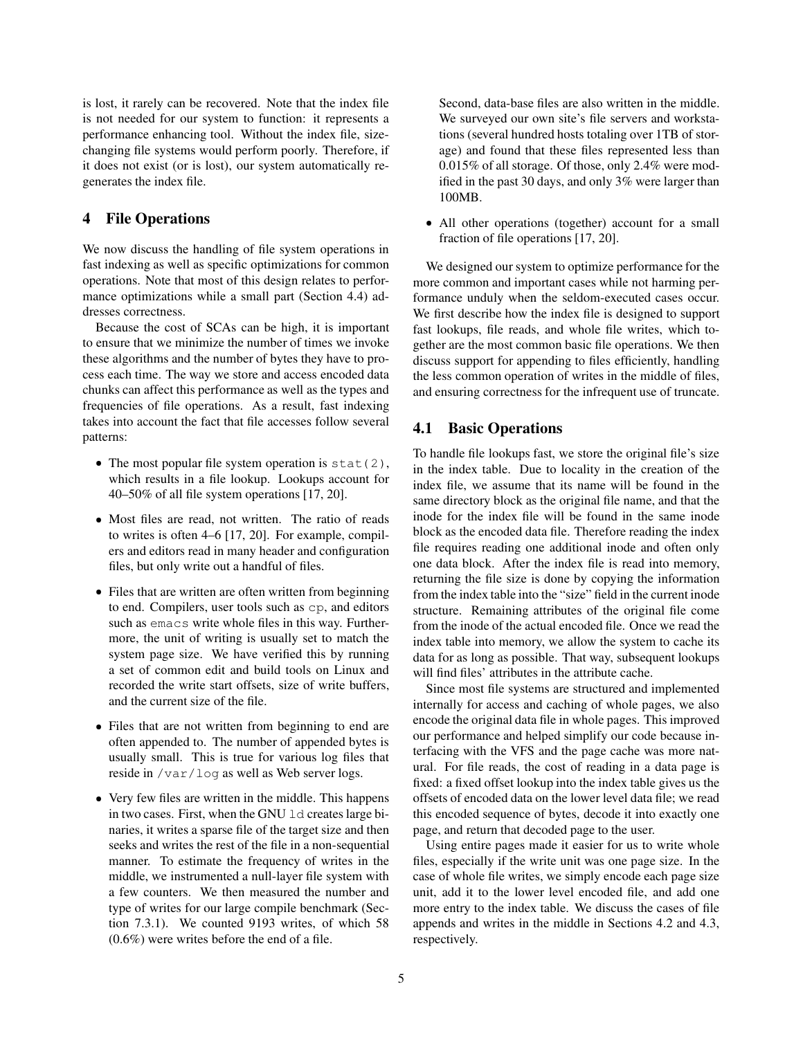is lost, it rarely can be recovered. Note that the index file is not needed for our system to function: it represents a performance enhancing tool. Without the index file, size-changing file systems would perform poorly. Therefore, if it does not exist (or is lost), our system automatically regenerates the index file.

## 4 File Operations

We now discuss the handling of file system operations in fast indexing as well as specific optimizations for common operations. Note that most of this design relates to performance optimizations while a small part (Section 4.4) addresses correctness.

Because the cost of SCAs can be high, it is important to ensure that we minimize the number of times we invoke these algorithms and the number of bytes they have to process each time. The way we store and access encoded data chunks can affect this performance as well as the types and frequencies of file operations. As a result, fast indexing takes into account the fact that file accesses follow several patterns:

- The most popular file system operation is `stat(2)`, which results in a file lookup. Lookups account for 40–50% of all file system operations [17, 20].
- Most files are read, not written. The ratio of reads to writes is often 4–6 [17, 20]. For example, compilers and editors read in many header and configuration files, but only write out a handful of files.
- Files that are written are often written from beginning to end. Compilers, user tools such as `cp`, and editors such as `emacs` write whole files in this way. Furthermore, the unit of writing is usually set to match the system page size. We have verified this by running a set of common edit and build tools on Linux and recorded the write start offsets, size of write buffers, and the current size of the file.
- Files that are not written from beginning to end are often appended to. The number of appended bytes is usually small. This is true for various log files that reside in `/var/log` as well as Web server logs.
- Very few files are written in the middle. This happens in two cases. First, when the GNU `ld` creates large binaries, it writes a sparse file of the target size and then seeks and writes the rest of the file in a non-sequential manner. To estimate the frequency of writes in the middle, we instrumented a null-layer file system with a few counters. We then measured the number and type of writes for our large compile benchmark (Section 7.3.1). We counted 9193 writes, of which 58 (0.6%) were writes before the end of a file.

  Second, data-base files are also written in the middle. We surveyed our own site's file servers and workstations (several hundred hosts totaling over 1TB of storage) and found that these files represented less than 0.015% of all storage. Of those, only 2.4% were modified in the past 30 days, and only 3% were larger than 100MB.
- All other operations (together) account for a small fraction of file operations [17, 20].

We designed our system to optimize performance for the more common and important cases while not harming performance unduly when the seldom-executed cases occur. We first describe how the index file is designed to support fast lookups, file reads, and whole file writes, which together are the most common basic file operations. We then discuss support for appending to files efficiently, handling the less common operation of writes in the middle of files, and ensuring correctness for the infrequent use of truncate.

### 4.1 Basic Operations

To handle file lookups fast, we store the original file's size in the index table. Due to locality in the creation of the index file, we assume that its name will be found in the same directory block as the original file name, and that the inode for the index file will be found in the same inode block as the encoded data file. Therefore reading the index file requires reading one additional inode and often only one data block. After the index file is read into memory, returning the file size is done by copying the information from the index table into the "size" field in the current inode structure. Remaining attributes of the original file come from the inode of the actual encoded file. Once we read the index table into memory, we allow the system to cache its data for as long as possible. That way, subsequent lookups will find files' attributes in the attribute cache.

Since most file systems are structured and implemented internally for access and caching of whole pages, we also encode the original data file in whole pages. This improved our performance and helped simplify our code because interfacing with the VFS and the page cache was more natural. For file reads, the cost of reading in a data page is fixed: a fixed offset lookup into the index table gives us the offsets of encoded data on the lower level data file; we read this encoded sequence of bytes, decode it into exactly one page, and return that decoded page to the user.

Using entire pages made it easier for us to write whole files, especially if the write unit was one page size. In the case of whole file writes, we simply encode each page size unit, add it to the lower level encoded file, and add one more entry to the index table. We discuss the cases of file appends and writes in the middle in Sections 4.2 and 4.3, respectively.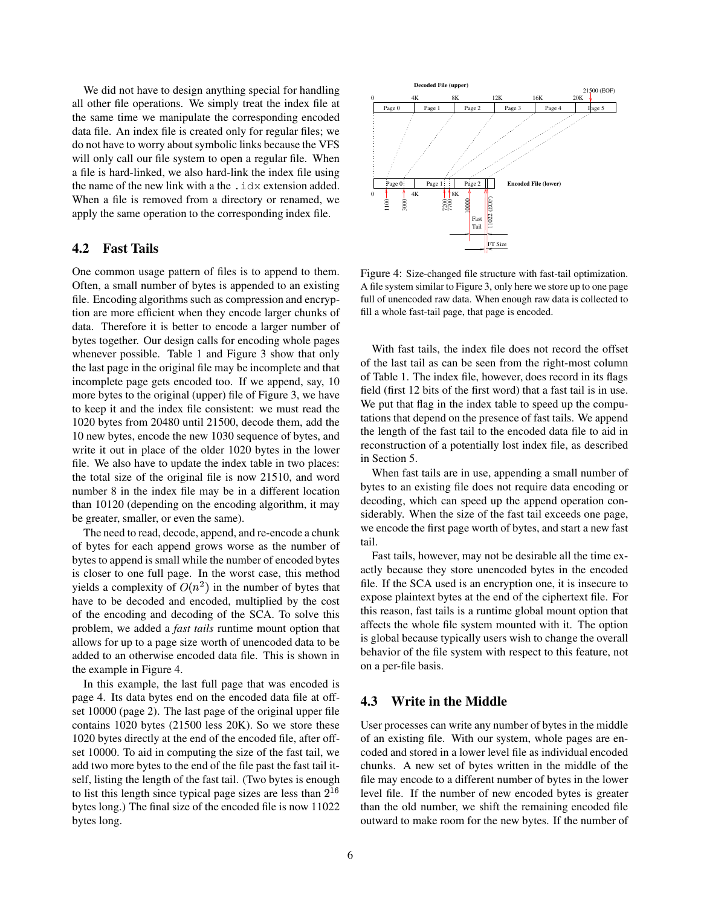We did not have to design anything special for handling all other file operations. We simply treat the index file at the same time we manipulate the corresponding encoded data file. An index file is created only for regular files; we do not have to worry about symbolic links because the VFS will only call our file system to open a regular file. When a file is hard-linked, we also hard-link the index file using the name of the new link with a the `.idx` extension added. When a file is removed from a directory or renamed, we apply the same operation to the corresponding index file.

## 4.2 Fast Tails

One common usage pattern of files is to append to them. Often, a small number of bytes is appended to an existing file. Encoding algorithms such as compression and encryption are more efficient when they encode larger chunks of data. Therefore it is better to encode a larger number of bytes together. Our design calls for encoding whole pages whenever possible. Table 1 and Figure 3 show that only the last page in the original file may be incomplete and that incomplete page gets encoded too. If we append, say, 10 more bytes to the original (upper) file of Figure 3, we have to keep it and the index file consistent: we must read the 1020 bytes from 20480 until 21500, decode them, add the 10 new bytes, encode the new 1030 sequence of bytes, and write it out in place of the older 1020 bytes in the lower file. We also have to update the index table in two places: the total size of the original file is now 21510, and word number 8 in the index file may be in a different location than 10120 (depending on the encoding algorithm, it may be greater, smaller, or even the same).

The need to read, decode, append, and re-encode a chunk of bytes for each append grows worse as the number of bytes to append is small while the number of encoded bytes is closer to one full page. In the worst case, this method yields a complexity of $O(n^2)$ in the number of bytes that have to be decoded and encoded, multiplied by the cost of the encoding and decoding of the SCA. To solve this problem, we added a *fast tails* runtime mount option that allows for up to a page size worth of unencoded data to be added to an otherwise encoded data file. This is shown in the example in Figure 4.

In this example, the last full page that was encoded is page 4. Its data bytes end on the encoded data file at offset 10000 (page 2). The last page of the original upper file contains 1020 bytes (21500 less 20K). So we store these 1020 bytes directly at the end of the encoded file, after offset 10000. To aid in computing the size of the fast tail, we add two more bytes to the end of the file past the fast tail itself, listing the length of the fast tail. (Two bytes is enough to list this length since typical page sizes are less than $2^{16}$ bytes long.) The final size of the encoded file is now 11022 bytes long.

Figure 4: Size-changed file structure with fast-tail optimization. A file system similar to Figure 3, only here we store up to one page full of unencoded raw data. When enough raw data is collected to fill a whole fast-tail page, that page is encoded.

With fast tails, the index file does not record the offset of the last tail as can be seen from the right-most column of Table 1. The index file, however, does record in its flags field (first 12 bits of the first word) that a fast tail is in use. We put that flag in the index table to speed up the computations that depend on the presence of fast tails. We append the length of the fast tail to the encoded data file to aid in reconstruction of a potentially lost index file, as described in Section 5.

When fast tails are in use, appending a small number of bytes to an existing file does not require data encoding or decoding, which can speed up the append operation considerably. When the size of the fast tail exceeds one page, we encode the first page worth of bytes, and start a new fast tail.

Fast tails, however, may not be desirable all the time exactly because they store unencoded bytes in the encoded file. If the SCA used is an encryption one, it is insecure to expose plaintext bytes at the end of the ciphertext file. For this reason, fast tails is a runtime global mount option that affects the whole file system mounted with it. The option is global because typically users wish to change the overall behavior of the file system with respect to this feature, not on a per-file basis.

## 4.3 Write in the Middle

User processes can write any number of bytes in the middle of an existing file. With our system, whole pages are encoded and stored in a lower level file as individual encoded chunks. A new set of bytes written in the middle of the file may encode to a different number of bytes in the lower level file. If the number of new encoded bytes is greater than the old number, we shift the remaining encoded file outward to make room for the new bytes. If the number of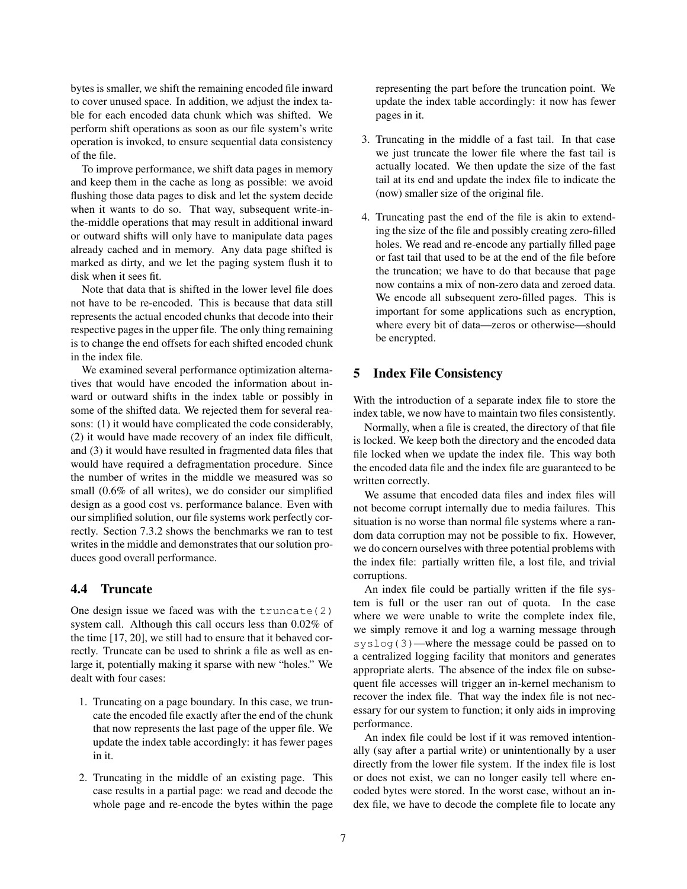bytes is smaller, we shift the remaining encoded file inward to cover unused space. In addition, we adjust the index table for each encoded data chunk which was shifted. We perform shift operations as soon as our file system's write operation is invoked, to ensure sequential data consistency of the file.

To improve performance, we shift data pages in memory and keep them in the cache as long as possible: we avoid flushing those data pages to disk and let the system decide when it wants to do so. That way, subsequent write-in-the-middle operations that may result in additional inward or outward shifts will only have to manipulate data pages already cached and in memory. Any data page shifted is marked as dirty, and we let the paging system flush it to disk when it sees fit.

Note that data that is shifted in the lower level file does not have to be re-encoded. This is because that data still represents the actual encoded chunks that decode into their respective pages in the upper file. The only thing remaining is to change the end offsets for each shifted encoded chunk in the index file.

We examined several performance optimization alternatives that would have encoded the information about inward or outward shifts in the index table or possibly in some of the shifted data. We rejected them for several reasons: (1) it would have complicated the code considerably, (2) it would have made recovery of an index file difficult, and (3) it would have resulted in fragmented data files that would have required a defragmentation procedure. Since the number of writes in the middle we measured was so small (0.6% of all writes), we do consider our simplified design as a good cost vs. performance balance. Even with our simplified solution, our file systems work perfectly correctly. Section 7.3.2 shows the benchmarks we ran to test writes in the middle and demonstrates that our solution produces good overall performance.

## 4.4 Truncate

One design issue we faced was with the `truncate(2)` system call. Although this call occurs less than 0.02% of the time [17, 20], we still had to ensure that it behaved correctly. Truncate can be used to shrink a file as well as enlarge it, potentially making it sparse with new "holes." We dealt with four cases:

1. Truncating on a page boundary. In this case, we truncate the encoded file exactly after the end of the chunk that now represents the last page of the upper file. We update the index table accordingly: it has fewer pages in it.
2. Truncating in the middle of an existing page. This case results in a partial page: we read and decode the whole page and re-encode the bytes within the page representing the part before the truncation point. We update the index table accordingly: it now has fewer pages in it.
3. Truncating in the middle of a fast tail. In that case we just truncate the lower file where the fast tail is actually located. We then update the size of the fast tail at its end and update the index file to indicate the (now) smaller size of the original file.
4. Truncating past the end of the file is akin to extending the size of the file and possibly creating zero-filled holes. We read and re-encode any partially filled page or fast tail that used to be at the end of the file before the truncation; we have to do that because that page now contains a mix of non-zero data and zeroed data. We encode all subsequent zero-filled pages. This is important for some applications such as encryption, where every bit of data—zeros or otherwise—should be encrypted.

# 5 Index File Consistency

With the introduction of a separate index file to store the index table, we now have to maintain two files consistently.

Normally, when a file is created, the directory of that file is locked. We keep both the directory and the encoded data file locked when we update the index file. This way both the encoded data file and the index file are guaranteed to be written correctly.

We assume that encoded data files and index files will not become corrupt internally due to media failures. This situation is no worse than normal file systems where a random data corruption may not be possible to fix. However, we do concern ourselves with three potential problems with the index file: partially written file, a lost file, and trivial corruptions.

An index file could be partially written if the file system is full or the user ran out of quota. In the case where we were unable to write the complete index file, we simply remove it and log a warning message through `syslog(3)`—where the message could be passed on to a centralized logging facility that monitors and generates appropriate alerts. The absence of the index file on subsequent file accesses will trigger an in-kernel mechanism to recover the index file. That way the index file is not necessary for our system to function; it only aids in improving performance.

An index file could be lost if it was removed intentionally (say after a partial write) or unintentionally by a user directly from the lower file system. If the index file is lost or does not exist, we can no longer easily tell where encoded bytes were stored. In the worst case, without an index file, we have to decode the complete file to locate any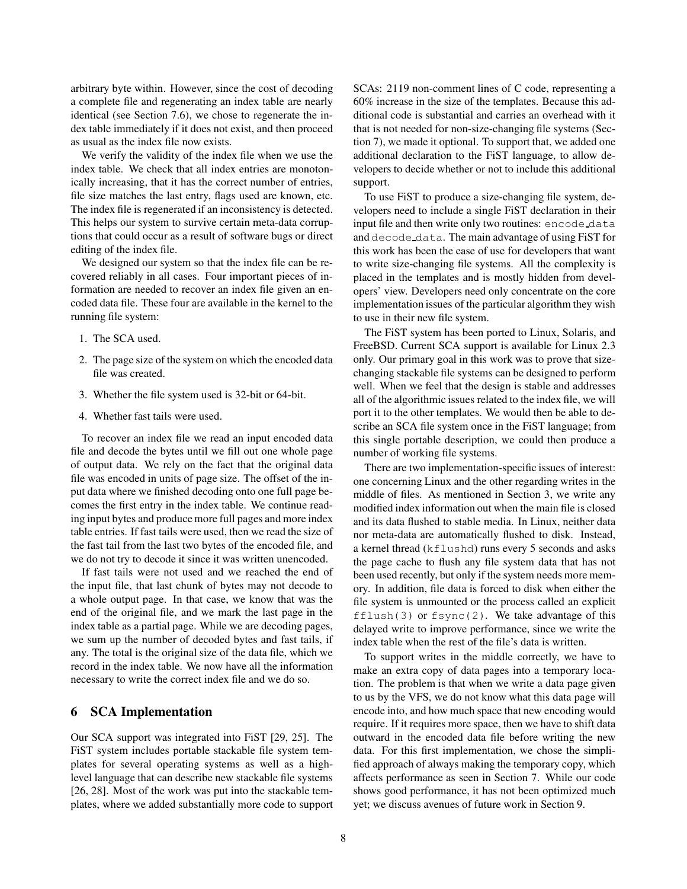arbitrary byte within. However, since the cost of decoding a complete file and regenerating an index table are nearly identical (see Section 7.6), we chose to regenerate the index table immediately if it does not exist, and then proceed as usual as the index file now exists.

We verify the validity of the index file when we use the index table. We check that all index entries are monotonically increasing, that it has the correct number of entries, file size matches the last entry, flags used are known, etc. The index file is regenerated if an inconsistency is detected. This helps our system to survive certain meta-data corruptions that could occur as a result of software bugs or direct editing of the index file.

We designed our system so that the index file can be recovered reliably in all cases. Four important pieces of information are needed to recover an index file given an encoded data file. These four are available in the kernel to the running file system:

1. The SCA used.
2. The page size of the system on which the encoded data file was created.
3. Whether the file system used is 32-bit or 64-bit.
4. Whether fast tails were used.

To recover an index file we read an input encoded data file and decode the bytes until we fill out one whole page of output data. We rely on the fact that the original data file was encoded in units of page size. The offset of the input data where we finished decoding onto one full page becomes the first entry in the index table. We continue reading input bytes and produce more full pages and more index table entries. If fast tails were used, then we read the size of the fast tail from the last two bytes of the encoded file, and we do not try to decode it since it was written unencoded.

If fast tails were not used and we reached the end of the input file, that last chunk of bytes may not decode to a whole output page. In that case, we know that was the end of the original file, and we mark the last page in the index table as a partial page. While we are decoding pages, we sum up the number of decoded bytes and fast tails, if any. The total is the original size of the data file, which we record in the index table. We now have all the information necessary to write the correct index file and we do so.

# 6 SCA Implementation

Our SCA support was integrated into FiST [29, 25]. The FiST system includes portable stackable file system templates for several operating systems as well as a high-level language that can describe new stackable file systems [26, 28]. Most of the work was put into the stackable templates, where we added substantially more code to support SCAs: 2119 non-comment lines of C code, representing a 60% increase in the size of the templates. Because this additional code is substantial and carries an overhead with it that is not needed for non-size-changing file systems (Section 7), we made it optional. To support that, we added one additional declaration to the FiST language, to allow developers to decide whether or not to include this additional support.

To use FiST to produce a size-changing file system, developers need to include a single FiST declaration in their input file and then write only two routines: `encode_data` and `decode_data`. The main advantage of using FiST for this work has been the ease of use for developers that want to write size-changing file systems. All the complexity is placed in the templates and is mostly hidden from developers' view. Developers need only concentrate on the core implementation issues of the particular algorithm they wish to use in their new file system.

The FiST system has been ported to Linux, Solaris, and FreeBSD. Current SCA support is available for Linux 2.3 only. Our primary goal in this work was to prove that size-changing stackable file systems can be designed to perform well. When we feel that the design is stable and addresses all of the algorithmic issues related to the index file, we will port it to the other templates. We would then be able to describe an SCA file system once in the FiST language; from this single portable description, we could then produce a number of working file systems.

There are two implementation-specific issues of interest: one concerning Linux and the other regarding writes in the middle of files. As mentioned in Section 3, we write any modified index information out when the main file is closed and its data flushed to stable media. In Linux, neither data nor meta-data are automatically flushed to disk. Instead, a kernel thread (`kflushd`) runs every 5 seconds and asks the page cache to flush any file system data that has not been used recently, but only if the system needs more memory. In addition, file data is forced to disk when either the file system is unmounted or the process called an explicit `fflush(3)` or `fsync(2)`. We take advantage of this delayed write to improve performance, since we write the index table when the rest of the file's data is written.

To support writes in the middle correctly, we have to make an extra copy of data pages into a temporary location. The problem is that when we write a data page given to us by the VFS, we do not know what this data page will encode into, and how much space that new encoding would require. If it requires more space, then we have to shift data outward in the encoded data file before writing the new data. For this first implementation, we chose the simplified approach of always making the temporary copy, which affects performance as seen in Section 7. While our code shows good performance, it has not been optimized much yet; we discuss avenues of future work in Section 9.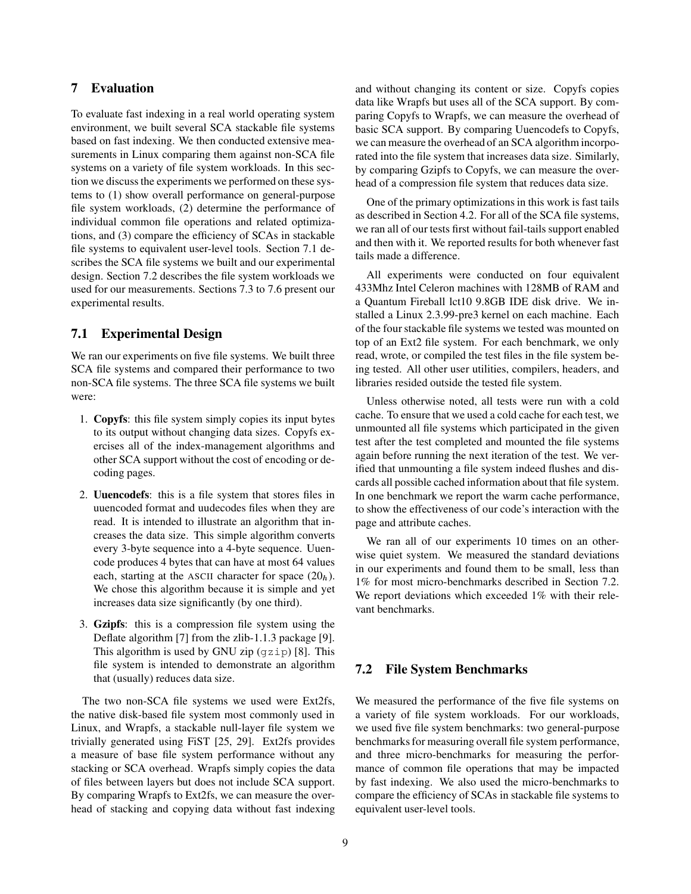## 7 Evaluation

To evaluate fast indexing in a real world operating system environment, we built several SCA stackable file systems based on fast indexing. We then conducted extensive measurements in Linux comparing them against non-SCA file systems on a variety of file system workloads. In this section we discuss the experiments we performed on these systems to (1) show overall performance on general-purpose file system workloads, (2) determine the performance of individual common file operations and related optimizations, and (3) compare the efficiency of SCAs in stackable file systems to equivalent user-level tools. Section 7.1 describes the SCA file systems we built and our experimental design. Section 7.2 describes the file system workloads we used for our measurements. Sections 7.3 to 7.6 present our experimental results.

### 7.1 Experimental Design

We ran our experiments on five file systems. We built three SCA file systems and compared their performance to two non-SCA file systems. The three SCA file systems we built were:

1. **Copyfs**: this file system simply copies its input bytes to its output without changing data sizes. Copyfs exercises all of the index-management algorithms and other SCA support without the cost of encoding or decoding pages.
2. **Uuencodefs**: this is a file system that stores files in uuencoded format and uudecodes files when they are read. It is intended to illustrate an algorithm that increases the data size. This simple algorithm converts every 3-byte sequence into a 4-byte sequence. Uuencode produces 4 bytes that can have at most 64 values each, starting at the ASCII character for space ($20_h$). We chose this algorithm because it is simple and yet increases data size significantly (by one third).
3. **Gzipfs**: this is a compression file system using the Deflate algorithm [7] from the zlib-1.1.3 package [9]. This algorithm is used by GNU zip (`gzip`) [8]. This file system is intended to demonstrate an algorithm that (usually) reduces data size.

The two non-SCA file systems we used were Ext2fs, the native disk-based file system most commonly used in Linux, and Wrapfs, a stackable null-layer file system we trivially generated using FiST [25, 29]. Ext2fs provides a measure of base file system performance without any stacking or SCA overhead. Wrapfs simply copies the data of files between layers but does not include SCA support. By comparing Wrapfs to Ext2fs, we can measure the overhead of stacking and copying data without fast indexing and without changing its content or size. Copyfs copies data like Wrapfs but uses all of the SCA support. By comparing Copyfs to Wrapfs, we can measure the overhead of basic SCA support. By comparing Uuencodefs to Copyfs, we can measure the overhead of an SCA algorithm incorporated into the file system that increases data size. Similarly, by comparing Gzipfs to Copyfs, we can measure the overhead of a compression file system that reduces data size.

One of the primary optimizations in this work is fast tails as described in Section 4.2. For all of the SCA file systems, we ran all of our tests first without fail-tails support enabled and then with it. We reported results for both whenever fast tails made a difference.

All experiments were conducted on four equivalent 433Mhz Intel Celeron machines with 128MB of RAM and a Quantum Fireball lct10 9.8GB IDE disk drive. We installed a Linux 2.3.99-pre3 kernel on each machine. Each of the four stackable file systems we tested was mounted on top of an Ext2 file system. For each benchmark, we only read, wrote, or compiled the test files in the file system being tested. All other user utilities, compilers, headers, and libraries resided outside the tested file system.

Unless otherwise noted, all tests were run with a cold cache. To ensure that we used a cold cache for each test, we unmounted all file systems which participated in the given test after the test completed and mounted the file systems again before running the next iteration of the test. We verified that unmounting a file system indeed flushes and discards all possible cached information about that file system. In one benchmark we report the warm cache performance, to show the effectiveness of our code's interaction with the page and attribute caches.

We ran all of our experiments 10 times on an otherwise quiet system. We measured the standard deviations in our experiments and found them to be small, less than 1% for most micro-benchmarks described in Section 7.2. We report deviations which exceeded 1% with their relevant benchmarks.

### 7.2 File System Benchmarks

We measured the performance of the five file systems on a variety of file system workloads. For our workloads, we used five file system benchmarks: two general-purpose benchmarks for measuring overall file system performance, and three micro-benchmarks for measuring the performance of common file operations that may be impacted by fast indexing. We also used the micro-benchmarks to compare the efficiency of SCAs in stackable file systems to equivalent user-level tools.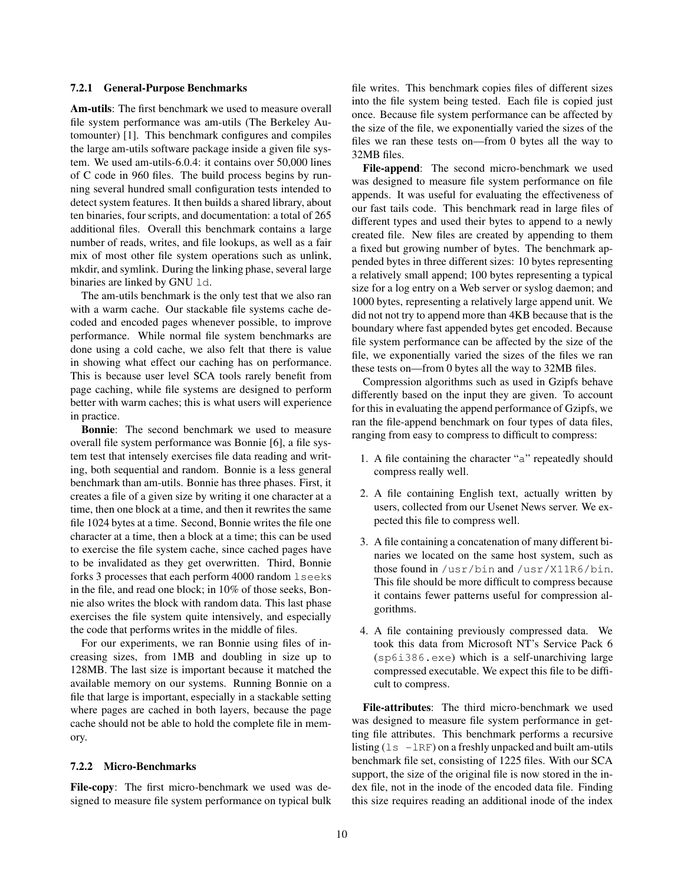### 7.2.1 General-Purpose Benchmarks

**Am-utils**: The first benchmark we used to measure overall file system performance was am-utils (The Berkeley Automounter) [1]. This benchmark configures and compiles the large am-utils software package inside a given file system. We used am-utils-6.0.4: it contains over 50,000 lines of C code in 960 files. The build process begins by running several hundred small configuration tests intended to detect system features. It then builds a shared library, about ten binaries, four scripts, and documentation: a total of 265 additional files. Overall this benchmark contains a large number of reads, writes, and file lookups, as well as a fair mix of most other file system operations such as unlink, mkdir, and symlink. During the linking phase, several large binaries are linked by GNU `ld`.

The am-utils benchmark is the only test that we also ran with a warm cache. Our stackable file systems cache decoded and encoded pages whenever possible, to improve performance. While normal file system benchmarks are done using a cold cache, we also felt that there is value in showing what effect our caching has on performance. This is because user level SCA tools rarely benefit from page caching, while file systems are designed to perform better with warm caches; this is what users will experience in practice.

**Bonnie**: The second benchmark we used to measure overall file system performance was Bonnie [6], a file system test that intensely exercises file data reading and writing, both sequential and random. Bonnie is a less general benchmark than am-utils. Bonnie has three phases. First, it creates a file of a given size by writing it one character at a time, then one block at a time, and then it rewrites the same file 1024 bytes at a time. Second, Bonnie writes the file one character at a time, then a block at a time; this can be used to exercise the file system cache, since cached pages have to be invalidated as they get overwritten. Third, Bonnie forks 3 processes that each perform 4000 random `lseeks` in the file, and read one block; in 10% of those seeks, Bonnie also writes the block with random data. This last phase exercises the file system quite intensively, and especially the code that performs writes in the middle of files.

For our experiments, we ran Bonnie using files of increasing sizes, from 1MB and doubling in size up to 128MB. The last size is important because it matched the available memory on our systems. Running Bonnie on a file that large is important, especially in a stackable setting where pages are cached in both layers, because the page cache should not be able to hold the complete file in memory.

### 7.2.2 Micro-Benchmarks

**File-copy**: The first micro-benchmark we used was designed to measure file system performance on typical bulk file writes. This benchmark copies files of different sizes into the file system being tested. Each file is copied just once. Because file system performance can be affected by the size of the file, we exponentially varied the sizes of the files we ran these tests on—from 0 bytes all the way to 32MB files.

**File-append**: The second micro-benchmark we used was designed to measure file system performance on file appends. It was useful for evaluating the effectiveness of our fast tails code. This benchmark read in large files of different types and used their bytes to append to a newly created file. New files are created by appending to them a fixed but growing number of bytes. The benchmark appended bytes in three different sizes: 10 bytes representing a relatively small append; 100 bytes representing a typical size for a log entry on a Web server or syslog daemon; and 1000 bytes, representing a relatively large append unit. We did not not try to append more than 4KB because that is the boundary where fast appended bytes get encoded. Because file system performance can be affected by the size of the file, we exponentially varied the sizes of the files we ran these tests on—from 0 bytes all the way to 32MB files.

Compression algorithms such as used in Gzipfs behave differently based on the input they are given. To account for this in evaluating the append performance of Gzipfs, we ran the file-append benchmark on four types of data files, ranging from easy to compress to difficult to compress:

1. A file containing the character "`a`" repeatedly should compress really well.
2. A file containing English text, actually written by users, collected from our Usenet News server. We expected this file to compress well.
3. A file containing a concatenation of many different binaries we located on the same host system, such as those found in `/usr/bin` and `/usr/X11R6/bin`. This file should be more difficult to compress because it contains fewer patterns useful for compression algorithms.
4. A file containing previously compressed data. We took this data from Microsoft NT's Service Pack 6 (`sp6i386.exe`) which is a self-unarchiving large compressed executable. We expect this file to be difficult to compress.

**File-attributes**: The third micro-benchmark we used was designed to measure file system performance in getting file attributes. This benchmark performs a recursive listing (`ls -lRF`) on a freshly unpacked and built am-utils benchmark file set, consisting of 1225 files. With our SCA support, the size of the original file is now stored in the index file, not in the inode of the encoded data file. Finding this size requires reading an additional inode of the index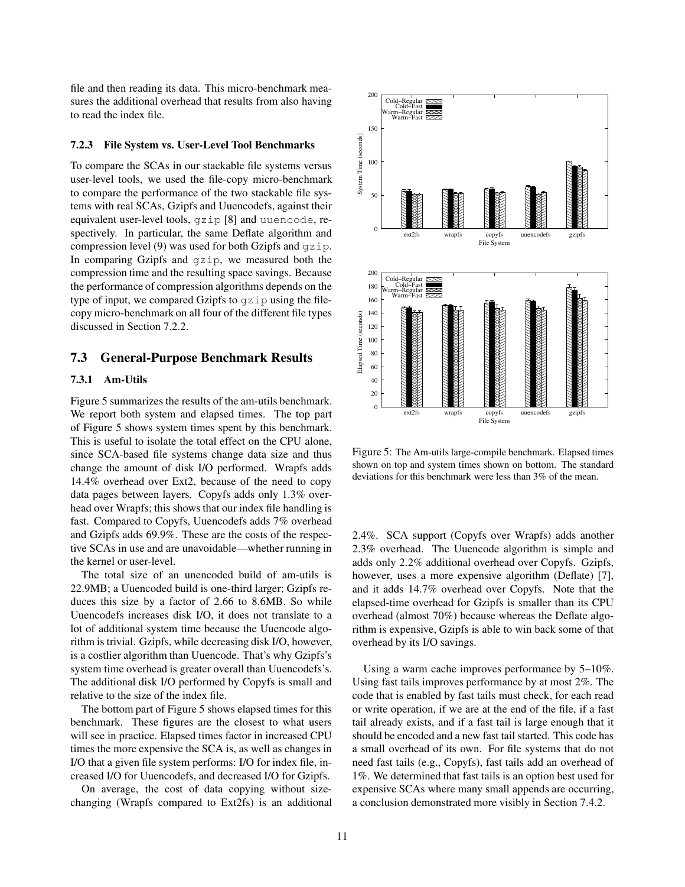file and then reading its data. This micro-benchmark measures the additional overhead that results from also having to read the index file.

#### 7.2.3 File System vs. User-Level Tool Benchmarks

To compare the SCAs in our stackable file systems versus user-level tools, we used the file-copy micro-benchmark to compare the performance of the two stackable file systems with real SCAs, Gzipfs and Uuencodefs, against their equivalent user-level tools, `gzip` [8] and `uuencode`, respectively. In particular, the same Deflate algorithm and compression level (9) was used for both Gzipfs and `gzip`. In comparing Gzipfs and `gzip`, we measured both the compression time and the resulting space savings. Because the performance of compression algorithms depends on the type of input, we compared Gzipfs to `gzip` using the file-copy micro-benchmark on all four of the different file types discussed in Section 7.2.2.

### 7.3 General-Purpose Benchmark Results

#### 7.3.1 Am-Utils

Figure 5 summarizes the results of the am-utils benchmark. We report both system and elapsed times. The top part of Figure 5 shows system times spent by this benchmark. This is useful to isolate the total effect on the CPU alone, since SCA-based file systems change data size and thus change the amount of disk I/O performed. Wrapfs adds 14.4% overhead over Ext2, because of the need to copy data pages between layers. Copyfs adds only 1.3% overhead over Wrapfs; this shows that our index file handling is fast. Compared to Copyfs, Uuencodefs adds 7% overhead and Gzipfs adds 69.9%. These are the costs of the respective SCAs in use and are unavoidable—whether running in the kernel or user-level.

The total size of an unencoded build of am-utils is 22.9MB; a Uuencoded build is one-third larger; Gzipfs reduces this size by a factor of 2.66 to 8.6MB. So while Uuencodefs increases disk I/O, it does not translate to a lot of additional system time because the Uuencode algorithm is trivial. Gzipfs, while decreasing disk I/O, however, is a costlier algorithm than Uuencode. That's why Gzipfs's system time overhead is greater overall than Uuencodefs's. The additional disk I/O performed by Copyfs is small and relative to the size of the index file.

The bottom part of Figure 5 shows elapsed times for this benchmark. These figures are the closest to what users will see in practice. Elapsed times factor in increased CPU times the more expensive the SCA is, as well as changes in I/O that a given file system performs: I/O for index file, increased I/O for Uuencodefs, and decreased I/O for Gzipfs.

On average, the cost of data copying without size-changing (Wrapfs compared to Ext2fs) is an additional 2.4%. SCA support (Copyfs over Wrapfs) adds another 2.3% overhead. The Uuencode algorithm is simple and adds only 2.2% additional overhead over Copyfs. Gzipfs, however, uses a more expensive algorithm (Deflate) [7], and it adds 14.7% overhead over Copyfs. Note that the elapsed-time overhead for Gzipfs is smaller than its CPU overhead (almost 70%) because whereas the Deflate algorithm is expensive, Gzipfs is able to win back some of that overhead by its I/O savings.

Using a warm cache improves performance by 5–10%. Using fast tails improves performance by at most 2%. The code that is enabled by fast tails must check, for each read or write operation, if we are at the end of the file, if a fast tail already exists, and if a fast tail is large enough that it should be encoded and a new fast tail started. This code has a small overhead of its own. For file systems that do not need fast tails (e.g., Copyfs), fast tails add an overhead of 1%. We determined that fast tails is an option best used for expensive SCAs where many small appends are occurring, a conclusion demonstrated more visibly in Section 7.4.2.

Figure 5: The Am-utils large-compile benchmark. Elapsed times shown on top and system times shown on bottom. The standard deviations for this benchmark were less than 3% of the mean.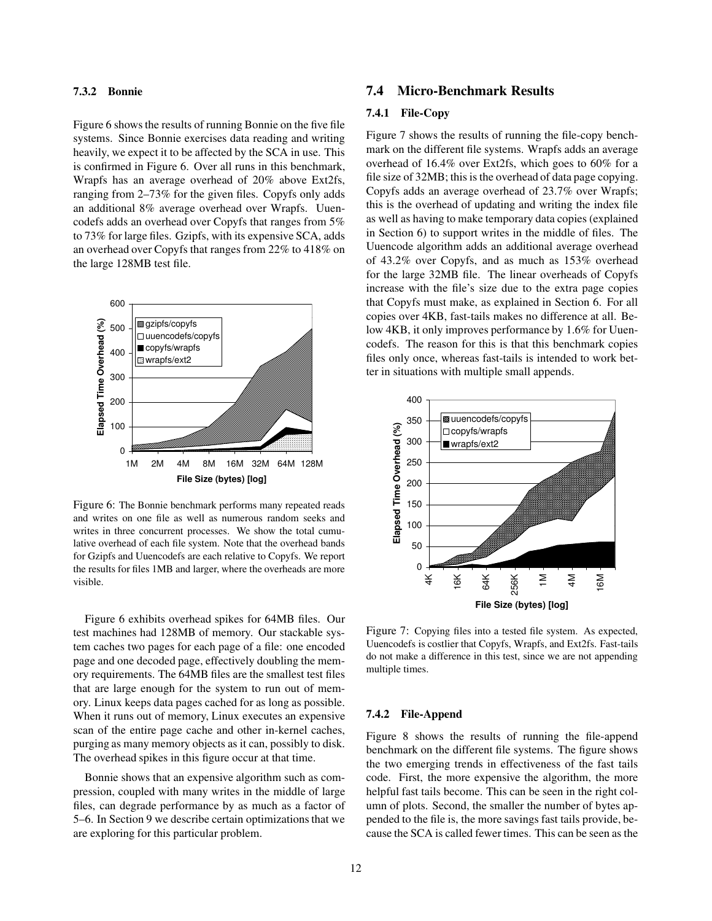#### 7.3.2 Bonnie

Figure 6 shows the results of running Bonnie on the five file systems. Since Bonnie exercises data reading and writing heavily, we expect it to be affected by the SCA in use. This is confirmed in Figure 6. Over all runs in this benchmark, Wrapfs has an average overhead of 20% above Ext2fs, ranging from 2–73% for the given files. Copyfs only adds an additional 8% average overhead over Wrapfs. Uuencodefs adds an overhead over Copyfs that ranges from 5% to 73% for large files. Gzipfs, with its expensive SCA, adds an overhead over Copyfs that ranges from 22% to 418% on the large 128MB test file.

Figure 6: The Bonnie benchmark performs many repeated reads and writes on one file as well as numerous random seeks and writes in three concurrent processes. We show the total cumulative overhead of each file system. Note that the overhead bands for Gzipfs and Uuencodefs are each relative to Copyfs. We report the results for files 1MB and larger, where the overheads are more visible.

Figure 6 exhibits overhead spikes for 64MB files. Our test machines had 128MB of memory. Our stackable system caches two pages for each page of a file: one encoded page and one decoded page, effectively doubling the memory requirements. The 64MB files are the smallest test files that are large enough for the system to run out of memory. Linux keeps data pages cached for as long as possible. When it runs out of memory, Linux executes an expensive scan of the entire page cache and other in-kernel caches, purging as many memory objects as it can, possibly to disk. The overhead spikes in this figure occur at that time.

Bonnie shows that an expensive algorithm such as compression, coupled with many writes in the middle of large files, can degrade performance by as much as a factor of 5–6. In Section 9 we describe certain optimizations that we are exploring for this particular problem.

## 7.4 Micro-Benchmark Results

#### 7.4.1 File-Copy

Figure 7 shows the results of running the file-copy benchmark on the different file systems. Wrapfs adds an average overhead of 16.4% over Ext2fs, which goes to 60% for a file size of 32MB; this is the overhead of data page copying. Copyfs adds an average overhead of 23.7% over Wrapfs; this is the overhead of updating and writing the index file as well as having to make temporary data copies (explained in Section 6) to support writes in the middle of files. The Uuencode algorithm adds an additional average overhead of 43.2% over Copyfs, and as much as 153% overhead for the large 32MB file. The linear overheads of Copyfs increase with the file's size due to the extra page copies that Copyfs must make, as explained in Section 6. For all copies over 4KB, fast-tails makes no difference at all. Below 4KB, it only improves performance by 1.6% for Uuencodefs. The reason for this is that this benchmark copies files only once, whereas fast-tails is intended to work better in situations with multiple small appends.

Figure 7: Copying files into a tested file system. As expected, Uuencodefs is costlier that Copyfs, Wrapfs, and Ext2fs. Fast-tails do not make a difference in this test, since we are not appending multiple times.

#### 7.4.2 File-Append

Figure 8 shows the results of running the file-append benchmark on the different file systems. The figure shows the two emerging trends in effectiveness of the fast tails code. First, the more expensive the algorithm, the more helpful fast tails become. This can be seen in the right column of plots. Second, the smaller the number of bytes appended to the file is, the more savings fast tails provide, because the SCA is called fewer times. This can be seen as the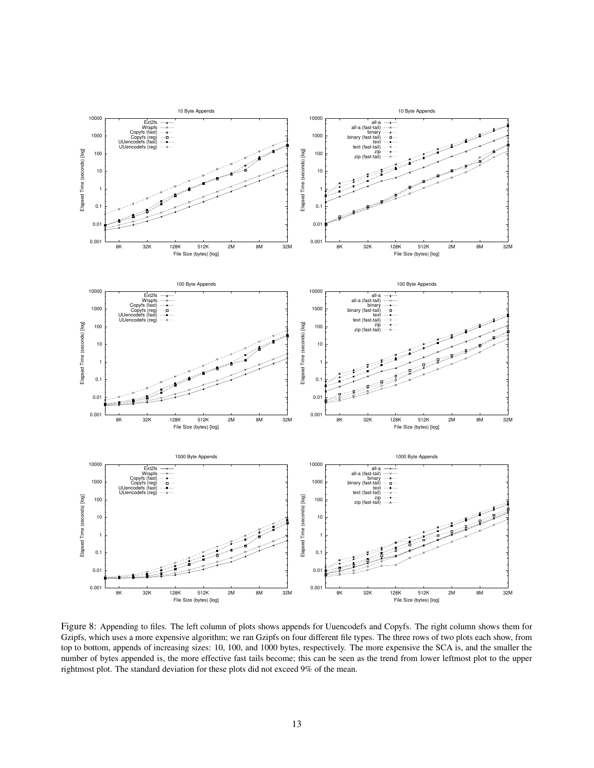Figure 8: Appending to files. The left column of plots shows appends for Uuencodefs and Copyfs. The right column shows them for Gzipfs, which uses a more expensive algorithm; we ran Gzipfs on four different file types. The three rows of two plots each show, from top to bottom, appends of increasing sizes: 10, 100, and 1000 bytes, respectively. The more expensive the SCA is, and the smaller the number of bytes appended is, the more effective fast tails become; this can be seen as the trend from lower leftmost plot to the upper rightmost plot. The standard deviation for these plots did not exceed 9% of the mean.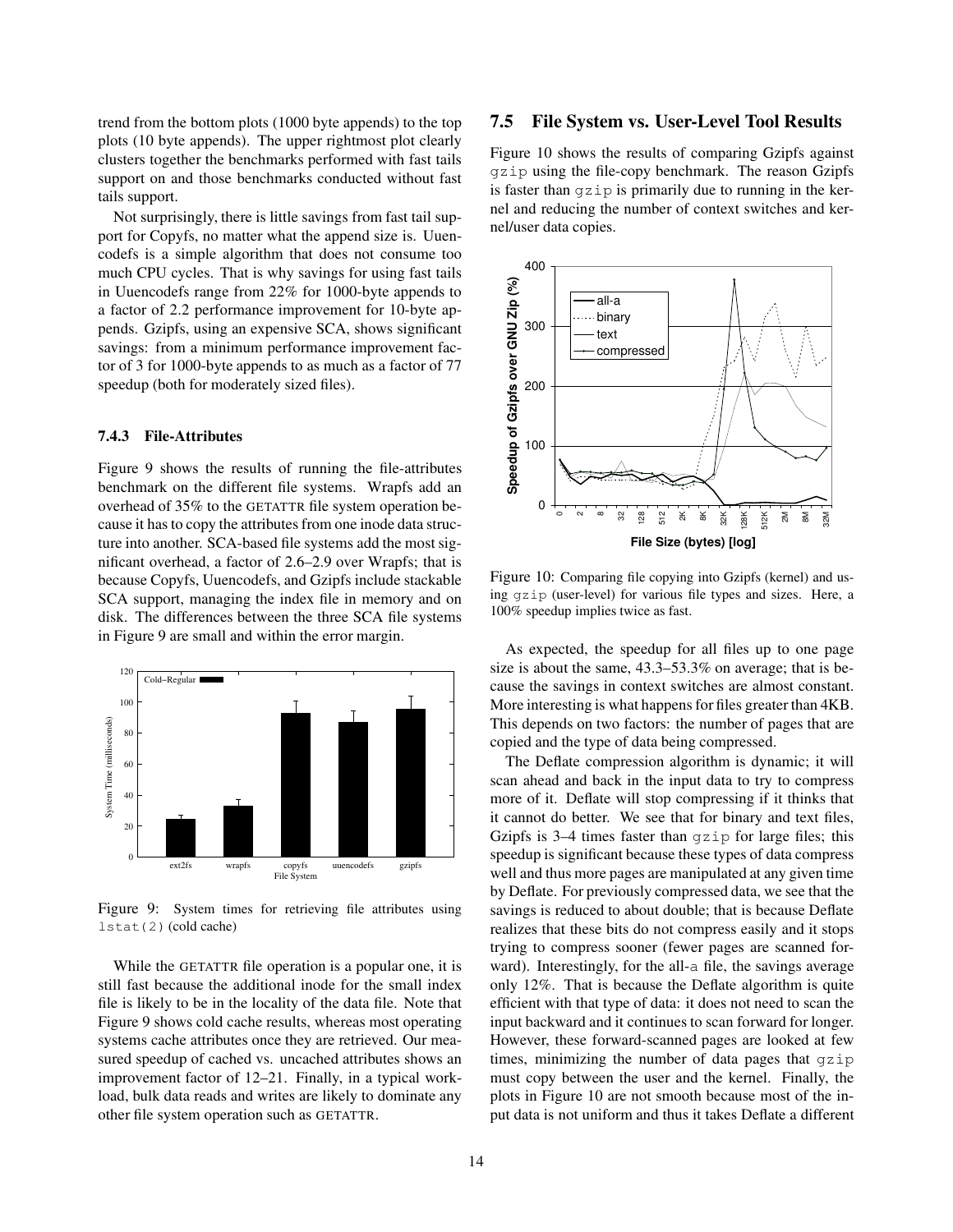trend from the bottom plots (1000 byte appends) to the top plots (10 byte appends). The upper rightmost plot clearly clusters together the benchmarks performed with fast tails support on and those benchmarks conducted without fast tails support.

Not surprisingly, there is little savings from fast tail support for Copyfs, no matter what the append size is. Uuencodefs is a simple algorithm that does not consume too much CPU cycles. That is why savings for using fast tails in Uuencodefs range from 22% for 1000-byte appends to a factor of 2.2 performance improvement for 10-byte appends. Gzipfs, using an expensive SCA, shows significant savings: from a minimum performance improvement factor of 3 for 1000-byte appends to as much as a factor of 77 speedup (both for moderately sized files).

### 7.4.3 File-Attributes

Figure 9 shows the results of running the file-attributes benchmark on the different file systems. Wrapfs add an overhead of 35% to the GETATTR file system operation because it has to copy the attributes from one inode data structure into another. SCA-based file systems add the most significant overhead, a factor of 2.6–2.9 over Wrapfs; that is because Copyfs, Uuencodefs, and Gzipfs include stackable SCA support, managing the index file in memory and on disk. The differences between the three SCA file systems in Figure 9 are small and within the error margin.

Figure 9: System times for retrieving file attributes using `lstat(2)` (cold cache)

While the GETATTR file operation is a popular one, it is still fast because the additional inode for the small index file is likely to be in the locality of the data file. Note that Figure 9 shows cold cache results, whereas most operating systems cache attributes once they are retrieved. Our measured speedup of cached vs. uncached attributes shows an improvement factor of 12–21. Finally, in a typical workload, bulk data reads and writes are likely to dominate any other file system operation such as GETATTR.

## 7.5 File System vs. User-Level Tool Results

Figure 10 shows the results of comparing Gzipfs against `gzip` using the file-copy benchmark. The reason Gzipfs is faster than `gzip` is primarily due to running in the kernel and reducing the number of context switches and kernel/user data copies.

Figure 10: Comparing file copying into Gzipfs (kernel) and using `gzip` (user-level) for various file types and sizes. Here, a 100% speedup implies twice as fast.

As expected, the speedup for all files up to one page size is about the same, 43.3–53.3% on average; that is because the savings in context switches are almost constant. More interesting is what happens for files greater than 4KB. This depends on two factors: the number of pages that are copied and the type of data being compressed.

The Deflate compression algorithm is dynamic; it will scan ahead and back in the input data to try to compress more of it. Deflate will stop compressing if it thinks that it cannot do better. We see that for binary and text files, Gzipfs is 3–4 times faster than `gzip` for large files; this speedup is significant because these types of data compress well and thus more pages are manipulated at any given time by Deflate. For previously compressed data, we see that the savings is reduced to about double; that is because Deflate realizes that these bits do not compress easily and it stops trying to compress sooner (fewer pages are scanned forward). Interestingly, for the all-`a` file, the savings average only 12%. That is because the Deflate algorithm is quite efficient with that type of data: it does not need to scan the input backward and it continues to scan forward for longer. However, these forward-scanned pages are looked at few times, minimizing the number of data pages that `gzip` must copy between the user and the kernel. Finally, the plots in Figure 10 are not smooth because most of the input data is not uniform and thus it takes Deflate a different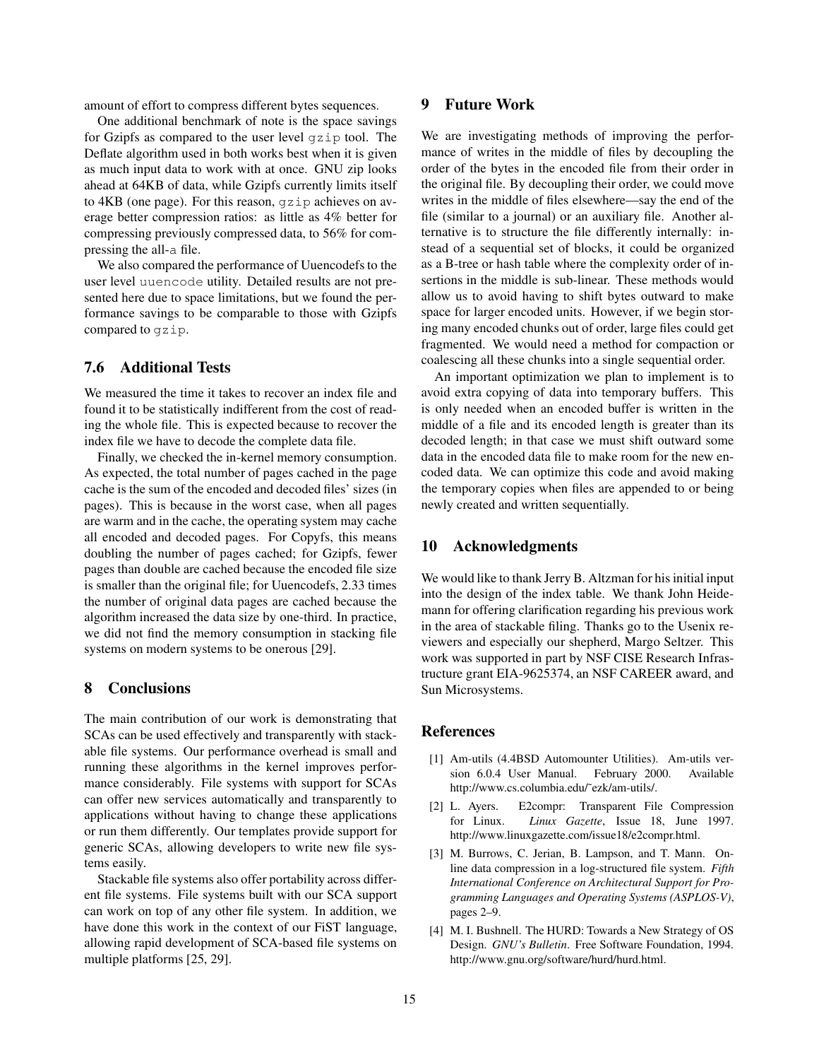amount of effort to compress different bytes sequences.

One additional benchmark of note is the space savings for Gzipfs as compared to the user level `gzip` tool. The Deflate algorithm used in both works best when it is given as much input data to work with at once. GNU zip looks ahead at 64KB of data, while Gzipfs currently limits itself to 4KB (one page). For this reason, `gzip` achieves on average better compression ratios: as little as 4% better for compressing previously compressed data, to 56% for compressing the all-`a` file.

We also compared the performance of Uuencodefs to the user level `uuencode` utility. Detailed results are not presented here due to space limitations, but we found the performance savings to be comparable to those with Gzipfs compared to `gzip`.

### 7.6 Additional Tests

We measured the time it takes to recover an index file and found it to be statistically indifferent from the cost of reading the whole file. This is expected because to recover the index file we have to decode the complete data file.

Finally, we checked the in-kernel memory consumption. As expected, the total number of pages cached in the page cache is the sum of the encoded and decoded files' sizes (in pages). This is because in the worst case, when all pages are warm and in the cache, the operating system may cache all encoded and decoded pages. For Copyfs, this means doubling the number of pages cached; for Gzipfs, fewer pages than double are cached because the encoded file size is smaller than the original file; for Uuencodefs, 2.33 times the number of original data pages are cached because the algorithm increased the data size by one-third. In practice, we did not find the memory consumption in stacking file systems on modern systems to be onerous [29].

## 8 Conclusions

The main contribution of our work is demonstrating that SCAs can be used effectively and transparently with stackable file systems. Our performance overhead is small and running these algorithms in the kernel improves performance considerably. File systems with support for SCAs can offer new services automatically and transparently to applications without having to change these applications or run them differently. Our templates provide support for generic SCAs, allowing developers to write new file systems easily.

Stackable file systems also offer portability across different file systems. File systems built with our SCA support can work on top of any other file system. In addition, we have done this work in the context of our FiST language, allowing rapid development of SCA-based file systems on multiple platforms [25, 29].

## 9 Future Work

We are investigating methods of improving the performance of writes in the middle of files by decoupling the order of the bytes in the encoded file from their order in the original file. By decoupling their order, we could move writes in the middle of files elsewhere—say the end of the file (similar to a journal) or an auxiliary file. Another alternative is to structure the file differently internally: instead of a sequential set of blocks, it could be organized as a B-tree or hash table where the complexity order of insertions in the middle is sub-linear. These methods would allow us to avoid having to shift bytes outward to make space for larger encoded units. However, if we begin storing many encoded chunks out of order, large files could get fragmented. We would need a method for compaction or coalescing all these chunks into a single sequential order.

An important optimization we plan to implement is to avoid extra copying of data into temporary buffers. This is only needed when an encoded buffer is written in the middle of a file and its encoded length is greater than its decoded length; in that case we must shift outward some data in the encoded data file to make room for the new encoded data. We can optimize this code and avoid making the temporary copies when files are appended to or being newly created and written sequentially.

## 10 Acknowledgments

We would like to thank Jerry B. Altzman for his initial input into the design of the index table. We thank John Heidemann for offering clarification regarding his previous work in the area of stackable filing. Thanks go to the Usenix reviewers and especially our shepherd, Margo Seltzer. This work was supported in part by NSF CISE Research Infrastructure grant EIA-9625374, an NSF CAREER award, and Sun Microsystems.

## References

[1] Am-utils (4.4BSD Automounter Utilities). Am-utils version 6.0.4 User Manual. February 2000. Available http://www.cs.columbia.edu/~ezk/am-utils/.

[2] L. Ayers. E2compr: Transparent File Compression for Linux. *Linux Gazette*, Issue 18, June 1997. http://www.linuxgazette.com/issue18/e2compr.html.

[3] M. Burrows, C. Jerian, B. Lampson, and T. Mann. On-line data compression in a log-structured file system. *Fifth International Conference on Architectural Support for Programming Languages and Operating Systems (ASPLOS-V)*, pages 2–9.

[4] M. I. Bushnell. The HURD: Towards a New Strategy of OS Design. *GNU's Bulletin*. Free Software Foundation, 1994. http://www.gnu.org/software/hurd/hurd.html.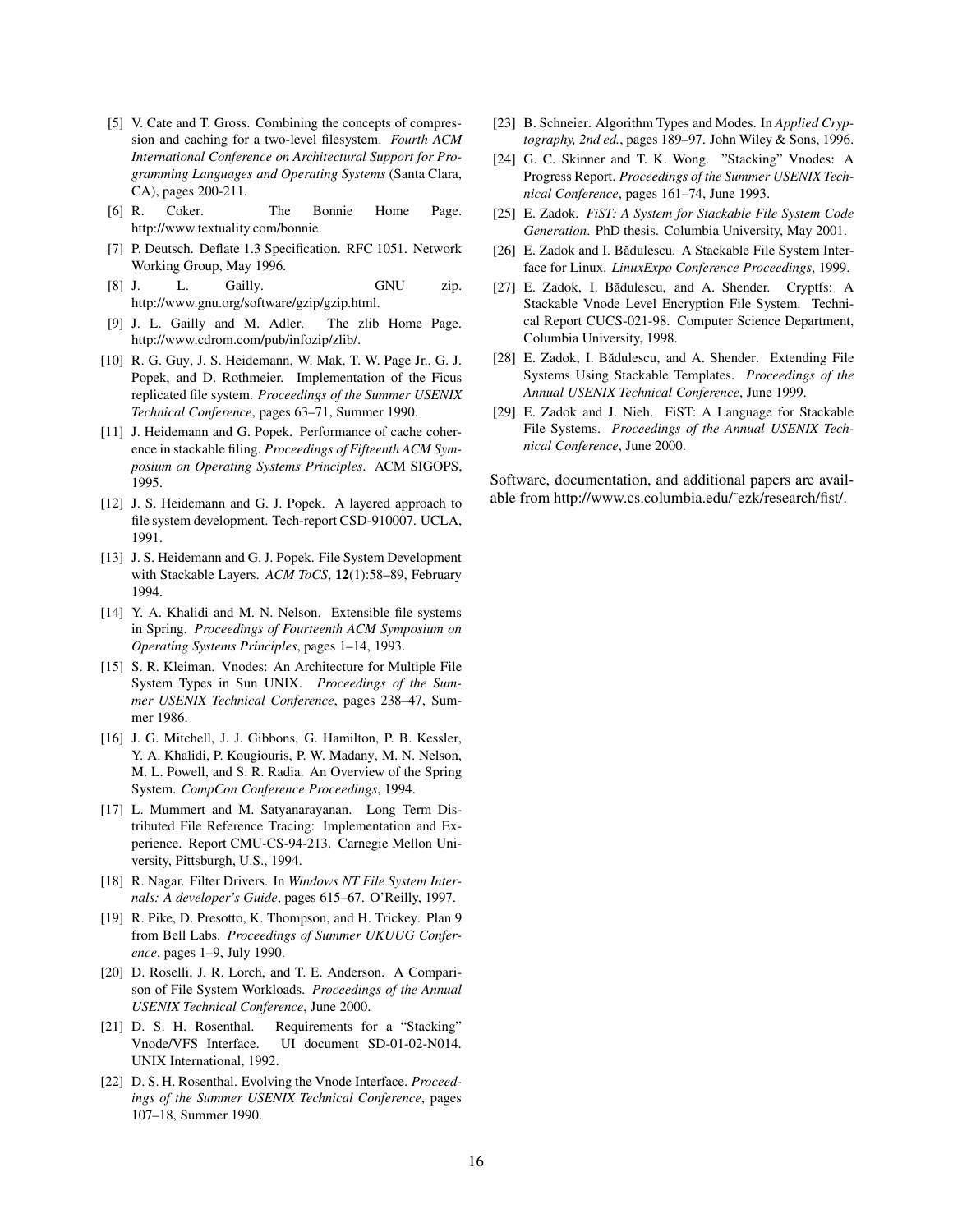[5] V. Cate and T. Gross. Combining the concepts of compression and caching for a two-level filesystem. *Fourth ACM International Conference on Architectural Support for Programming Languages and Operating Systems* (Santa Clara, CA), pages 200-211.

[6] R. Coker. The Bonnie Home Page. http://www.textuality.com/bonnie.

[7] P. Deutsch. Deflate 1.3 Specification. RFC 1051. Network Working Group, May 1996.

[8] J. L. Gailly. GNU zip. http://www.gnu.org/software/gzip/gzip.html.

[9] J. L. Gailly and M. Adler. The zlib Home Page. http://www.cdrom.com/pub/infozip/zlib/.

[10] R. G. Guy, J. S. Heidemann, W. Mak, T. W. Page Jr., G. J. Popek, and D. Rothmeier. Implementation of the Ficus replicated file system. *Proceedings of the Summer USENIX Technical Conference*, pages 63–71, Summer 1990.

[11] J. Heidemann and G. Popek. Performance of cache coherence in stackable filing. *Proceedings of Fifteenth ACM Symposium on Operating Systems Principles*. ACM SIGOPS, 1995.

[12] J. S. Heidemann and G. J. Popek. A layered approach to file system development. Tech-report CSD-910007. UCLA, 1991.

[13] J. S. Heidemann and G. J. Popek. File System Development with Stackable Layers. *ACM ToCS*, **12**(1):58–89, February 1994.

[14] Y. A. Khalidi and M. N. Nelson. Extensible file systems in Spring. *Proceedings of Fourteenth ACM Symposium on Operating Systems Principles*, pages 1–14, 1993.

[15] S. R. Kleiman. Vnodes: An Architecture for Multiple File System Types in Sun UNIX. *Proceedings of the Summer USENIX Technical Conference*, pages 238–47, Summer 1986.

[16] J. G. Mitchell, J. J. Gibbons, G. Hamilton, P. B. Kessler, Y. A. Khalidi, P. Kougiouris, P. W. Madany, M. N. Nelson, M. L. Powell, and S. R. Radia. An Overview of the Spring System. *CompCon Conference Proceedings*, 1994.

[17] L. Mummert and M. Satyanarayanan. Long Term Distributed File Reference Tracing: Implementation and Experience. Report CMU-CS-94-213. Carnegie Mellon University, Pittsburgh, U.S., 1994.

[18] R. Nagar. Filter Drivers. In *Windows NT File System Internals: A developer's Guide*, pages 615–67. O'Reilly, 1997.

[19] R. Pike, D. Presotto, K. Thompson, and H. Trickey. Plan 9 from Bell Labs. *Proceedings of Summer UKUUG Conference*, pages 1–9, July 1990.

[20] D. Roselli, J. R. Lorch, and T. E. Anderson. A Comparison of File System Workloads. *Proceedings of the Annual USENIX Technical Conference*, June 2000.

[21] D. S. H. Rosenthal. Requirements for a "Stacking" Vnode/VFS Interface. UI document SD-01-02-N014. UNIX International, 1992.

[22] D. S. H. Rosenthal. Evolving the Vnode Interface. *Proceedings of the Summer USENIX Technical Conference*, pages 107–18, Summer 1990.

[23] B. Schneier. Algorithm Types and Modes. In *Applied Cryptography, 2nd ed.*, pages 189–97. John Wiley & Sons, 1996.

[24] G. C. Skinner and T. K. Wong. "Stacking" Vnodes: A Progress Report. *Proceedings of the Summer USENIX Technical Conference*, pages 161–74, June 1993.

[25] E. Zadok. *FiST: A System for Stackable File System Code Generation*. PhD thesis. Columbia University, May 2001.

[26] E. Zadok and I. Bădulescu. A Stackable File System Interface for Linux. *LinuxExpo Conference Proceedings*, 1999.

[27] E. Zadok, I. Bădulescu, and A. Shender. Cryptfs: A Stackable Vnode Level Encryption File System. Technical Report CUCS-021-98. Computer Science Department, Columbia University, 1998.

[28] E. Zadok, I. Bădulescu, and A. Shender. Extending File Systems Using Stackable Templates. *Proceedings of the Annual USENIX Technical Conference*, June 1999.

[29] E. Zadok and J. Nieh. FiST: A Language for Stackable File Systems. *Proceedings of the Annual USENIX Technical Conference*, June 2000.

Software, documentation, and additional papers are available from http://www.cs.columbia.edu/~ezk/research/fist/.